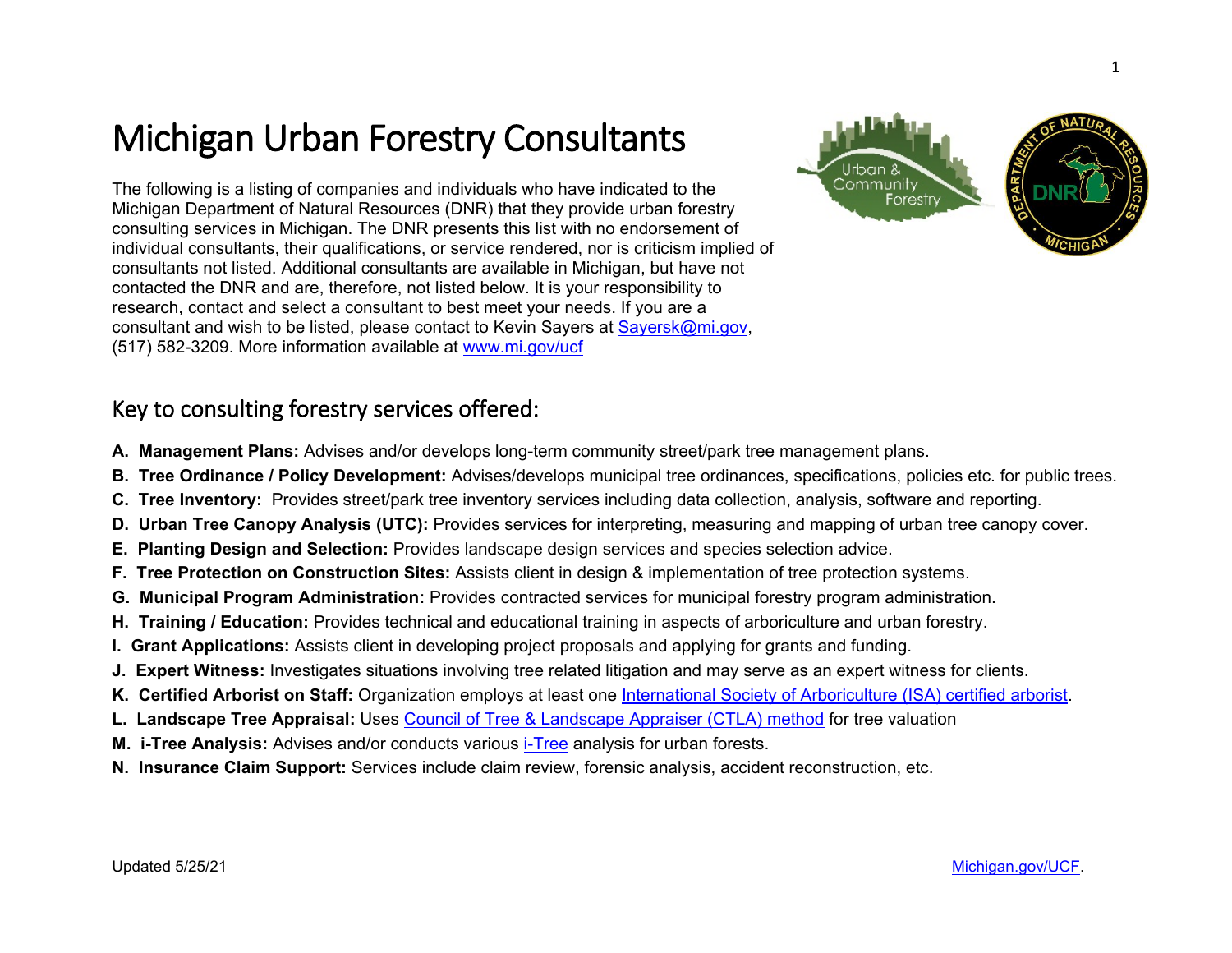# Michigan Urban Forestry Consultants

The following is a listing of companies and individuals who have indicated to the Michigan Department of Natural Resources (DNR) that they provide urban forestry consulting services in Michigan. The DNR presents this list with no endorsement of individual consultants, their qualifications, or service rendered, nor is criticism implied of consultants not listed. Additional consultants are available in Michigan, but have not contacted the DNR and are, therefore, not listed below. It is your responsibility to research, contact and select a consultant to best meet your needs. If you are a consultant and wish to be listed, please contact to Kevin Sayers at Sayersk@mi.gov, (517) 582-3209. More information available at www.mi.gov/ucf

## Key to consulting forestry services offered:

**A. Management Plans:** Advises and/or develops long-term community street/park tree management plans.

**B. Tree Ordinance / Policy Development:** Advises/develops municipal tree ordinances, specifications, policies etc. for public trees.

**C. Tree Inventory:** Provides street/park tree inventory services including data collection, analysis, software and reporting.

**D. Urban Tree Canopy Analysis (UTC):** Provides services for interpreting, measuring and mapping of urban tree canopy cover.

**E. Planting Design and Selection:** Provides landscape design services and species selection advice.

**F. Tree Protection on Construction Sites:** Assists client in design & implementation of tree protection systems.

**G. Municipal Program Administration:** Provides contracted services for municipal forestry program administration.

**H. Training / Education:** Provides technical and educational training in aspects of arboriculture and urban forestry.

**I. Grant Applications:** Assists client in developing project proposals and applying for grants and funding.

**J. Expert Witness:** Investigates situations involving tree related litigation and may serve as an expert witness for clients.

**K. Certified Arborist on Staff:** Organization employs at least one International Society of Arboriculture (ISA) certified arborist.

**L. Landscape Tree Appraisal:** Uses Council of Tree & Landscape Appraiser (CTLA) method for tree valuation

**M. i-Tree Analysis:** Advises and/or conducts various i-Tree analysis for urban forests.

**N. Insurance Claim Support:** Services include claim review, forensic analysis, accident reconstruction, etc.

Updated 5/25/21

Michigan.gov/UCF.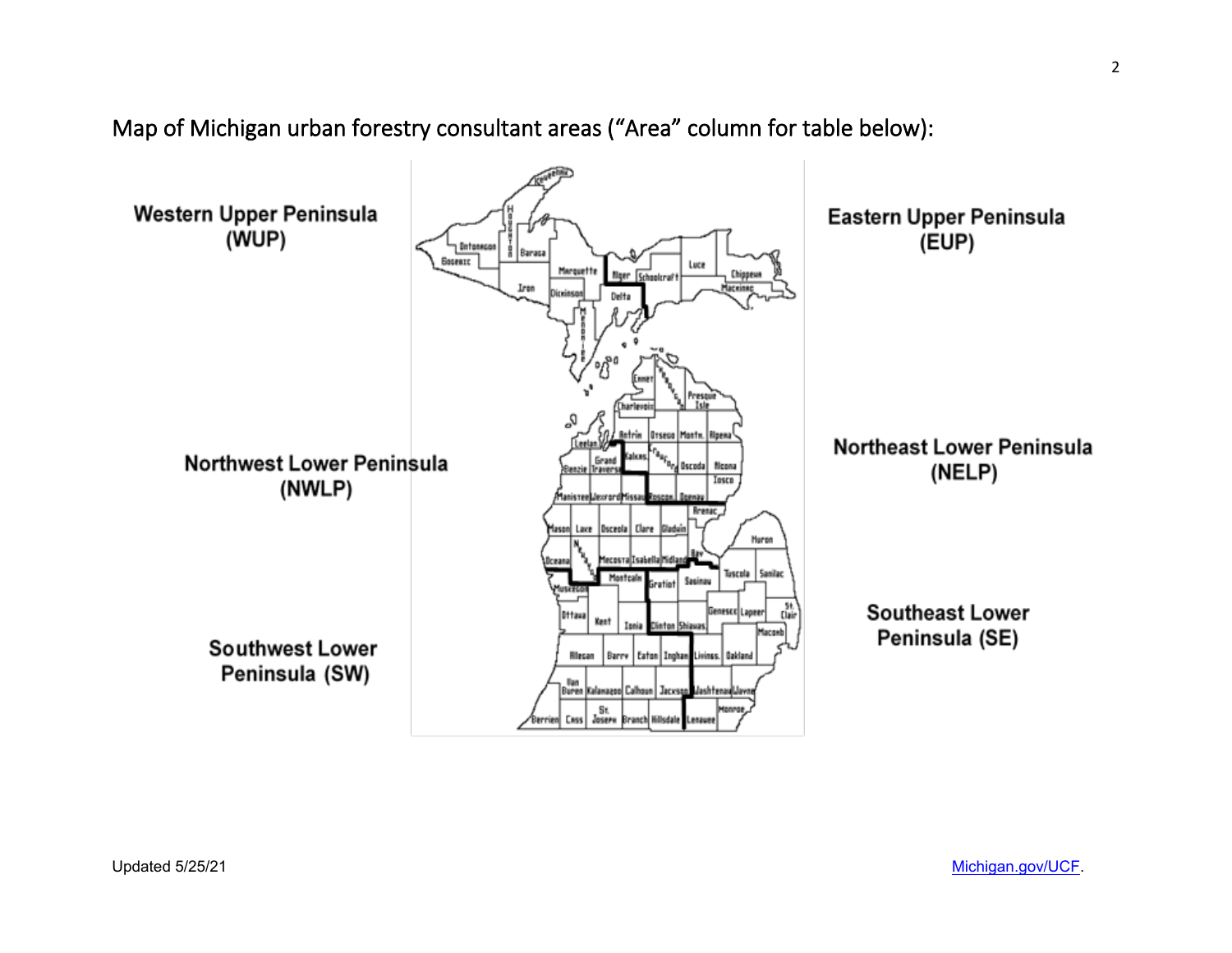Map of Michigan urban forestry consultant areas ("Area" column for table below):

Western Upper Peninsula (WUP)

Eastern Upper Peninsula (EUP)

Northwest Lower Peninsula (NWLP)

Northeast Lower Peninsula (NELP)

Southwest Lower Peninsula (SW)

Southeast Lower Peninsula (SE)

Updated 5/25/21

[Michigan.gov/UCF](Michigan.gov/UCF).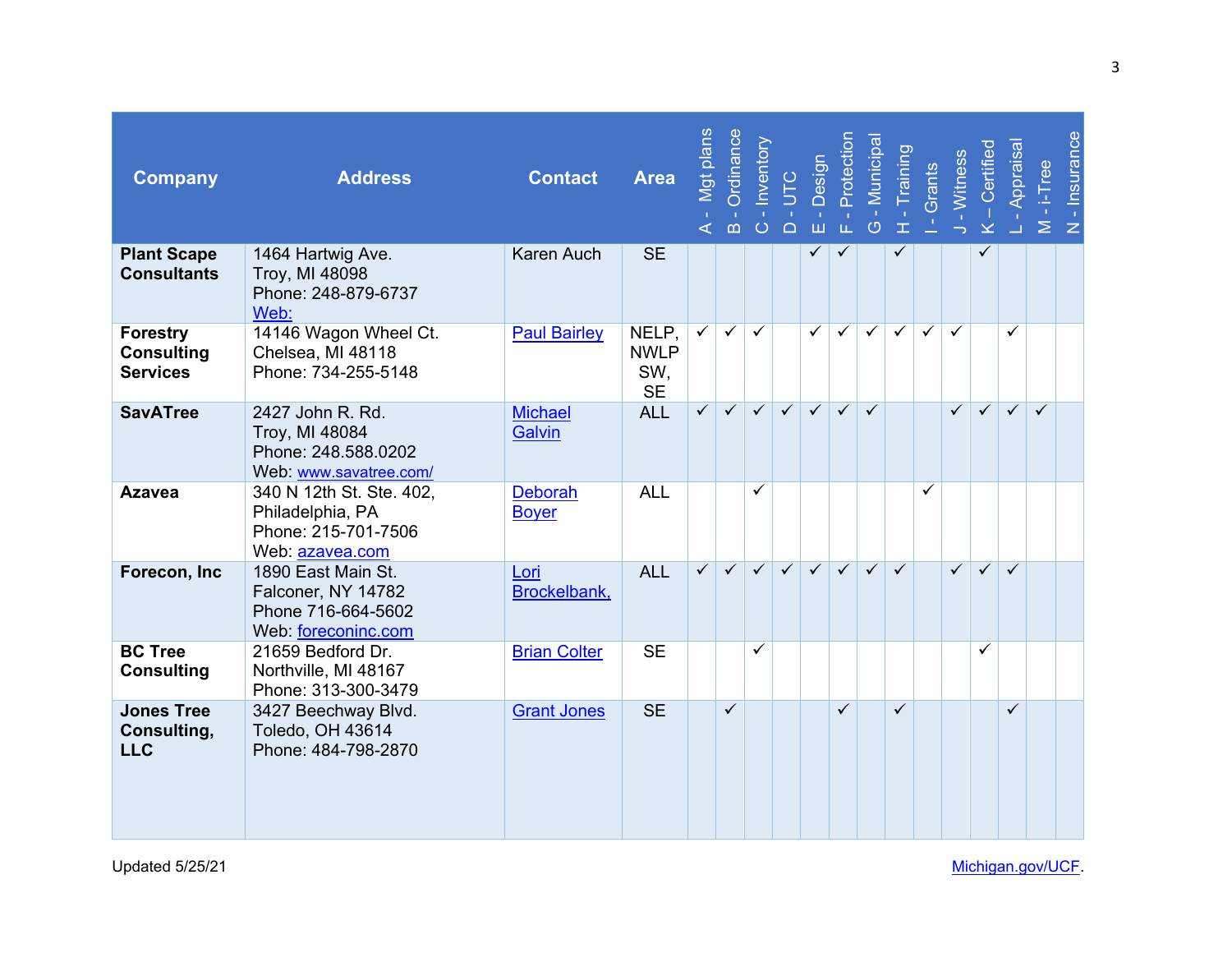| Company | Address | Contact | Area | A - Mgt plans | B - Ordinance | C - Inventory | D - UTC | E - Design | F - Protection | G - Municipal | H - Training | I - Grants | J - Witness | K – Certified | L - Appraisal | M - i-Tree | N - Insurance |
|---|---|---|---|---|---|---|---|---|---|---|---|---|---|---|---|---|---|
| **Plant Scape Consultants** | 1464 Hartwig Ave.<br>Troy, MI 48098<br>Phone: 248-879-6737<br>Web: | Karen Auch | SE | | | | | ✓ | ✓ | | ✓ | | | ✓ | | | |
| **Forestry Consulting Services** | 14146 Wagon Wheel Ct.<br>Chelsea, MI 48118<br>Phone: 734-255-5148 | Paul Bairley | NELP, NWLP SW, SE | ✓ | ✓ | ✓ | | ✓ | ✓ | ✓ | ✓ | ✓ | ✓ | | ✓ | | |
| **SavATree** | 2427 John R. Rd.<br>Troy, MI 48084<br>Phone: 248.588.0202<br>Web: www.savatree.com/ | Michael Galvin | ALL | ✓ | ✓ | ✓ | ✓ | ✓ | ✓ | ✓ | | | ✓ | ✓ | ✓ | ✓ | |
| **Azavea** | 340 N 12th St. Ste. 402,<br>Philadelphia, PA<br>Phone: 215-701-7506<br>Web: azavea.com | Deborah Boyer | ALL | | | ✓ | | | | | | ✓ | | | | | |
| **Forecon, Inc** | 1890 East Main St.<br>Falconer, NY 14782<br>Phone 716-664-5602<br>Web: foreconinc.com | Lori Brockelbank, | ALL | ✓ | ✓ | ✓ | ✓ | ✓ | ✓ | ✓ | ✓ | | ✓ | ✓ | ✓ | | |
| **BC Tree Consulting** | 21659 Bedford Dr.<br>Northville, MI 48167<br>Phone: 313-300-3479 | Brian Colter | SE | | | ✓ | | | | | | | | ✓ | | | |
| **Jones Tree Consulting, LLC** | 3427 Beechway Blvd.<br>Toledo, OH 43614<br>Phone: 484-798-2870 | Grant Jones | SE | | ✓ | | | | ✓ | | ✓ | | | | ✓ | | |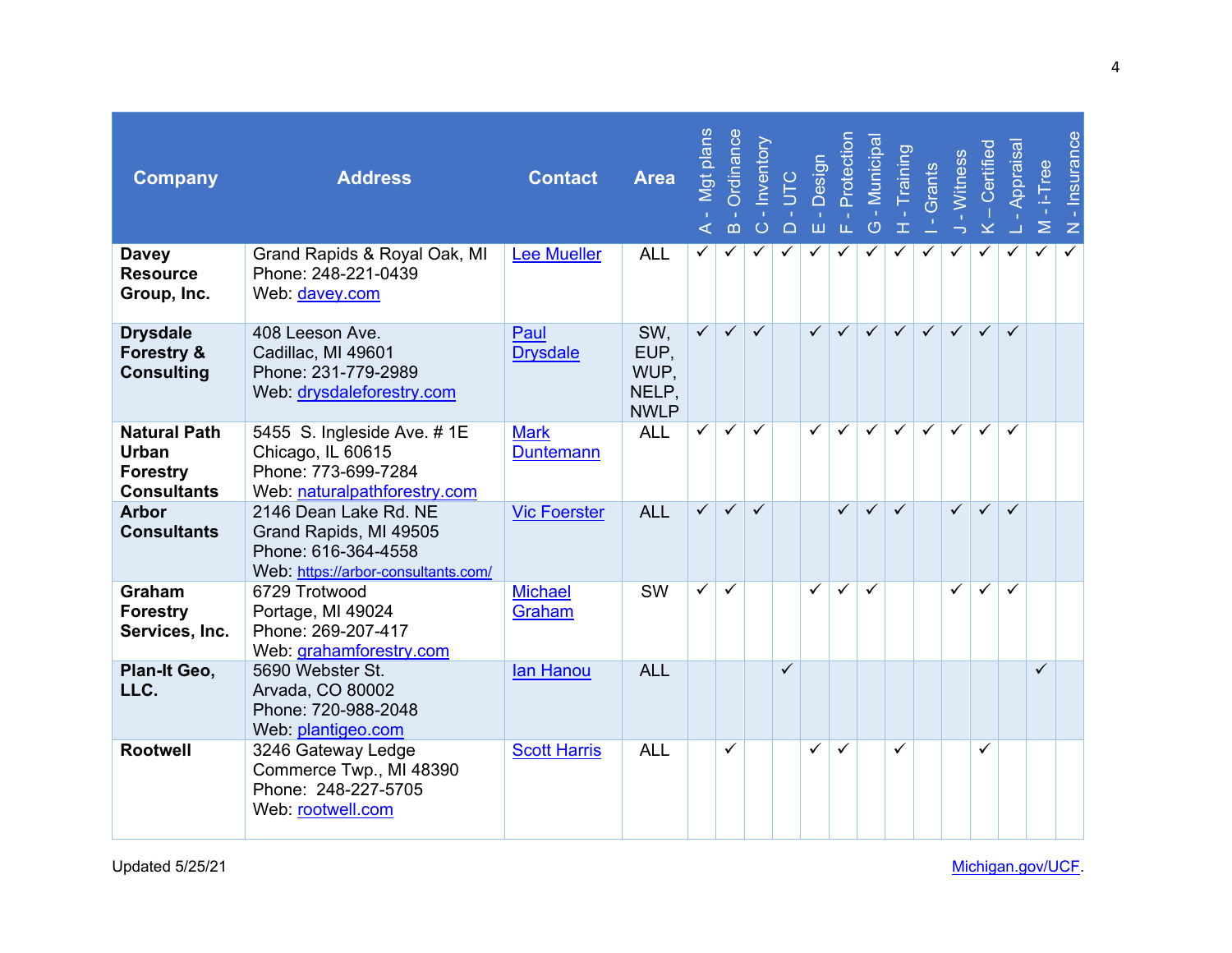| Company | Address | Contact | Area | A - Mgt plans | B - Ordinance | C - Inventory | D - UTC | E - Design | F - Protection | G - Municipal | H - Training | I - Grants | J - Witness | K – Certified | L - Appraisal | M - i-Tree | N - Insurance |
|---|---|---|---|---|---|---|---|---|---|---|---|---|---|---|---|---|---|
| **Davey Resource Group, Inc.** | Grand Rapids & Royal Oak, MI<br>Phone: 248-221-0439<br>Web: davey.com | Lee Mueller | ALL | ✓ | ✓ | ✓ | ✓ | ✓ | ✓ | ✓ | ✓ | ✓ | ✓ | ✓ | ✓ | ✓ | ✓ |
| **Drysdale Forestry & Consulting** | 408 Leeson Ave.<br>Cadillac, MI 49601<br>Phone: 231-779-2989<br>Web: drysdaleforestry.com | Paul Drysdale | SW, EUP, WUP, NELP, NWLP | ✓ | ✓ | ✓ | | ✓ | ✓ | ✓ | ✓ | ✓ | ✓ | ✓ | ✓ | | |
| **Natural Path Urban Forestry Consultants** | 5455 S. Ingleside Ave. # 1E<br>Chicago, IL 60615<br>Phone: 773-699-7284<br>Web: naturalpathforestry.com | Mark Duntemann | ALL | ✓ | ✓ | ✓ | | ✓ | ✓ | ✓ | ✓ | ✓ | ✓ | ✓ | ✓ | | |
| **Arbor Consultants** | 2146 Dean Lake Rd. NE<br>Grand Rapids, MI 49505<br>Phone: 616-364-4558<br>Web: https://arbor-consultants.com/ | Vic Foerster | ALL | ✓ | ✓ | ✓ | | | ✓ | ✓ | ✓ | | ✓ | ✓ | ✓ | | |
| **Graham Forestry Services, Inc.** | 6729 Trotwood<br>Portage, MI 49024<br>Phone: 269-207-417<br>Web: grahamforestry.com | Michael Graham | SW | ✓ | ✓ | | | ✓ | ✓ | ✓ | | | ✓ | ✓ | ✓ | | |
| **Plan-It Geo, LLC.** | 5690 Webster St.<br>Arvada, CO 80002<br>Phone: 720-988-2048<br>Web: plantigeo.com | Ian Hanou | ALL | | | | ✓ | | | | | | | | | ✓ | |
| **Rootwell** | 3246 Gateway Ledge<br>Commerce Twp., MI 48390<br>Phone: 248-227-5705<br>Web: rootwell.com | Scott Harris | ALL | | ✓ | | | ✓ | ✓ | | ✓ | | | ✓ | | | |

Updated 5/25/21

Michigan.gov/UCF.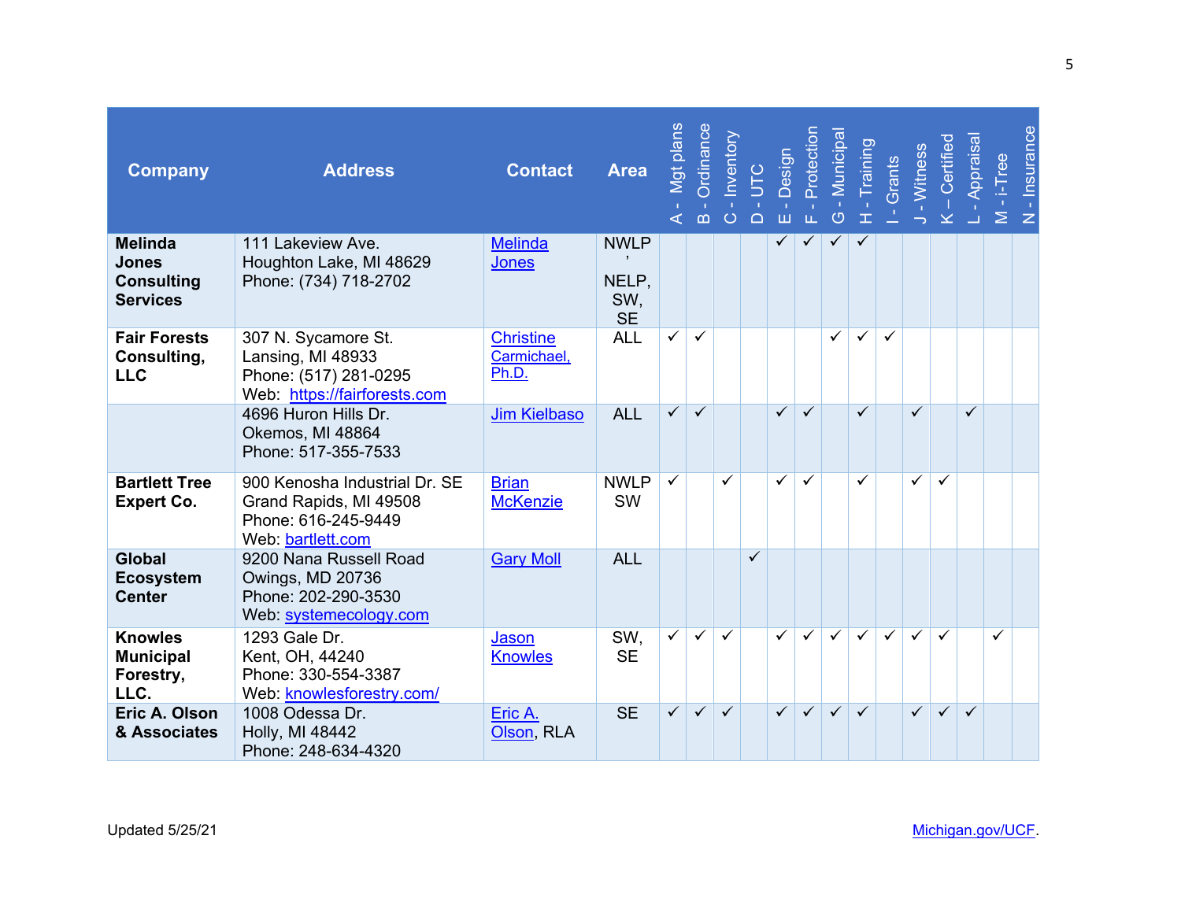| Company | Address | Contact | Area | A - Mgt plans | B - Ordinance | C - Inventory | D - UTC | E - Design | F - Protection | G - Municipal | H - Training | I - Grants | J - Witness | K – Certified | L - Appraisal | M - i-Tree | N - Insurance |
|---|---|---|---|---|---|---|---|---|---|---|---|---|---|---|---|---|---|
| **Melinda Jones Consulting Services** | 111 Lakeview Ave.<br>Houghton Lake, MI 48629<br>Phone: (734) 718-2702 | Melinda Jones | NWLP, NELP, SW, SE | | | | | ✓ | ✓ | ✓ | ✓ | | | | | | |
| **Fair Forests Consulting, LLC** | 307 N. Sycamore St.<br>Lansing, MI 48933<br>Phone: (517) 281-0295<br>Web: https://fairforests.com | Christine Carmichael, Ph.D. | ALL | ✓ | ✓ | | | | | ✓ | ✓ | ✓ | | | | | |
| | 4696 Huron Hills Dr.<br>Okemos, MI 48864<br>Phone: 517-355-7533 | Jim Kielbaso | ALL | ✓ | ✓ | | | ✓ | ✓ | | ✓ | | ✓ | | ✓ | | |
| **Bartlett Tree Expert Co.** | 900 Kenosha Industrial Dr. SE<br>Grand Rapids, MI 49508<br>Phone: 616-245-9449<br>Web: bartlett.com | Brian McKenzie | NWLP SW | ✓ | | ✓ | | ✓ | ✓ | | ✓ | | ✓ | ✓ | | | |
| **Global Ecosystem Center** | 9200 Nana Russell Road<br>Owings, MD 20736<br>Phone: 202-290-3530<br>Web: systemecology.com | Gary Moll | ALL | | | | ✓ | | | | | | | | | | |
| **Knowles Municipal Forestry, LLC.** | 1293 Gale Dr.<br>Kent, OH, 44240<br>Phone: 330-554-3387<br>Web: knowlesforestry.com/ | Jason Knowles | SW, SE | ✓ | ✓ | ✓ | | ✓ | ✓ | ✓ | ✓ | ✓ | ✓ | ✓ | | ✓ | |
| **Eric A. Olson & Associates** | 1008 Odessa Dr.<br>Holly, MI 48442<br>Phone: 248-634-4320 | Eric A. Olson, RLA | SE | ✓ | ✓ | ✓ | | ✓ | ✓ | ✓ | ✓ | | ✓ | ✓ | ✓ | | |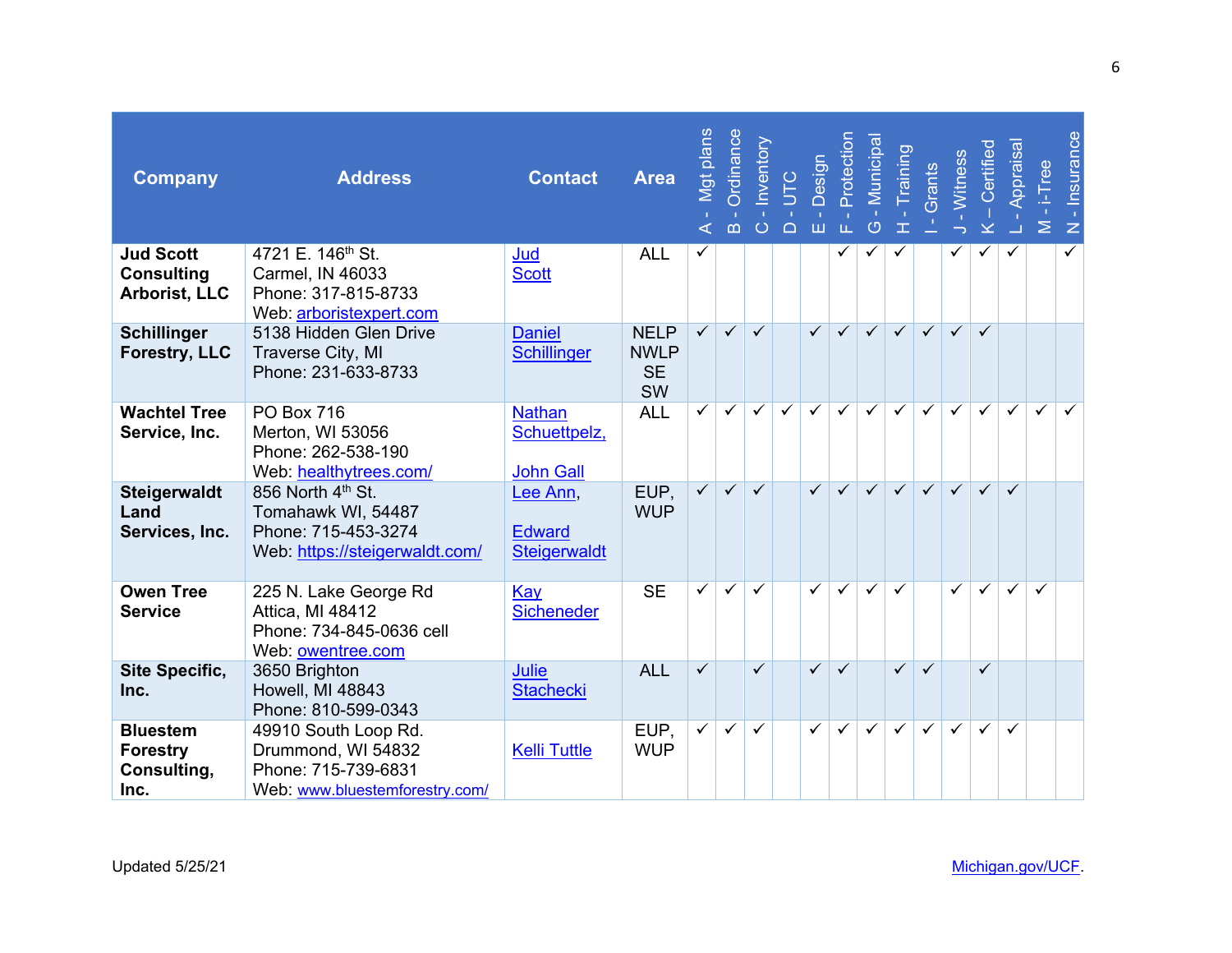| Company | Address | Contact | Area | A - Mgt plans | B - Ordinance | C - Inventory | D - UTC | E - Design | F - Protection | G - Municipal | H - Training | I - Grants | J - Witness | K – Certified | L - Appraisal | M - i-Tree | N - Insurance |
|---|---|---|---|---|---|---|---|---|---|---|---|---|---|---|---|---|---|
| **Jud Scott Consulting Arborist, LLC** | 4721 E. 146th St.<br>Carmel, IN 46033<br>Phone: 317-815-8733<br>Web: arboristexpert.com | Jud Scott | ALL | ✓ | | | | | ✓ | ✓ | ✓ | | ✓ | ✓ | ✓ | | ✓ |
| **Schillinger Forestry, LLC** | 5138 Hidden Glen Drive<br>Traverse City, MI<br>Phone: 231-633-8733 | Daniel Schillinger | NELP<br>NWLP<br>SE<br>SW | ✓ | ✓ | ✓ | | ✓ | ✓ | ✓ | ✓ | ✓ | ✓ | ✓ | | | |
| **Wachtel Tree Service, Inc.** | PO Box 716<br>Merton, WI 53056<br>Phone: 262-538-190<br>Web: healthytrees.com/ | Nathan Schuettpelz,<br><br>John Gall | ALL | ✓ | ✓ | ✓ | ✓ | ✓ | ✓ | ✓ | ✓ | ✓ | ✓ | ✓ | ✓ | ✓ | ✓ |
| **Steigerwaldt Land Services, Inc.** | 856 North 4th St.<br>Tomahawk WI, 54487<br>Phone: 715-453-3274<br>Web: https://steigerwaldt.com/ | Lee Ann,<br><br>Edward Steigerwaldt | EUP,<br>WUP | ✓ | ✓ | ✓ | | ✓ | ✓ | ✓ | ✓ | ✓ | ✓ | ✓ | ✓ | | |
| **Owen Tree Service** | 225 N. Lake George Rd<br>Attica, MI 48412<br>Phone: 734-845-0636 cell<br>Web: owentree.com | Kay Sicheneder | SE | ✓ | ✓ | ✓ | | ✓ | ✓ | ✓ | ✓ | | ✓ | ✓ | ✓ | ✓ | |
| **Site Specific, Inc.** | 3650 Brighton<br>Howell, MI 48843<br>Phone: 810-599-0343 | Julie Stachecki | ALL | ✓ | | ✓ | | ✓ | ✓ | | ✓ | ✓ | | ✓ | | | |
| **Bluestem Forestry Consulting, Inc.** | 49910 South Loop Rd.<br>Drummond, WI 54832<br>Phone: 715-739-6831<br>Web: www.bluestemforestry.com/ | Kelli Tuttle | EUP,<br>WUP | ✓ | ✓ | ✓ | | ✓ | ✓ | ✓ | ✓ | ✓ | ✓ | ✓ | ✓ | | |

Updated 5/25/21

Michigan.gov/UCF.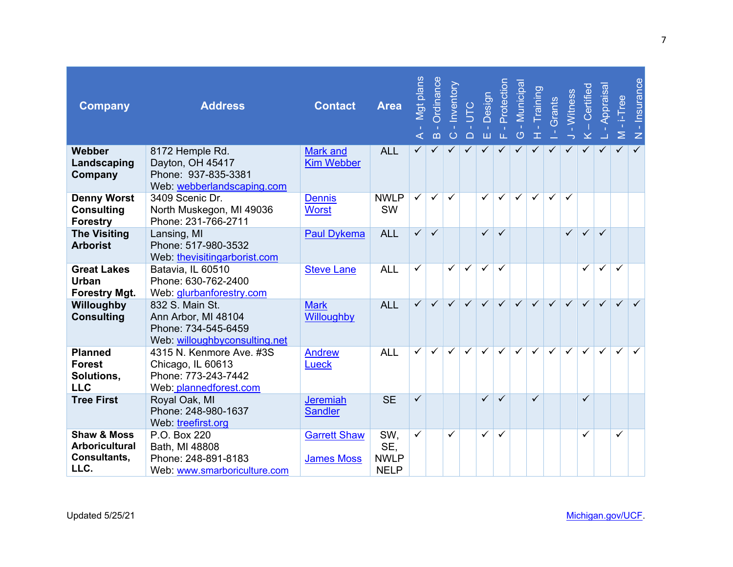| Company | Address | Contact | Area | A - Mgt plans | B - Ordinance | C - Inventory | D - UTC | E - Design | F - Protection | G - Municipal | H - Training | I - Grants | J - Witness | K – Certified | L - Appraisal | M - i-Tree | N - Insurance |
|---|---|---|---|---|---|---|---|---|---|---|---|---|---|---|---|---|---|
| **Webber Landscaping Company** | 8172 Hemple Rd.<br>Dayton, OH 45417<br>Phone: 937-835-3381<br>Web: webberlandscaping.com | Mark and Kim Webber | ALL | ✓ | ✓ | ✓ | ✓ | ✓ | ✓ | ✓ | ✓ | ✓ | ✓ | ✓ | ✓ | ✓ | ✓ |
| **Denny Worst Consulting Forestry** | 3409 Scenic Dr.<br>North Muskegon, MI 49036<br>Phone: 231-766-2711 | Dennis Worst | NWLP<br>SW | ✓ | ✓ | ✓ | | ✓ | ✓ | ✓ | ✓ | ✓ | ✓ | | | | |
| **The Visiting Arborist** | Lansing, MI<br>Phone: 517-980-3532<br>Web: thevisitingarborist.com | Paul Dykema | ALL | ✓ | ✓ | | | ✓ | ✓ | | | | ✓ | ✓ | ✓ | | |
| **Great Lakes Urban Forestry Mgt.** | Batavia, IL 60510<br>Phone: 630-762-2400<br>Web: glurbanforestry.com | Steve Lane | ALL | ✓ | | ✓ | ✓ | ✓ | ✓ | | | | | ✓ | ✓ | ✓ | |
| **Willoughby Consulting** | 832 S. Main St.<br>Ann Arbor, MI 48104<br>Phone: 734-545-6459<br>Web: willoughbyconsulting.net | Mark Willoughby | ALL | ✓ | ✓ | ✓ | ✓ | ✓ | ✓ | ✓ | ✓ | ✓ | ✓ | ✓ | ✓ | ✓ | ✓ |
| **Planned Forest Solutions, LLC** | 4315 N. Kenmore Ave. #3S<br>Chicago, IL 60613<br>Phone: 773-243-7442<br>Web: plannedforest.com | Andrew Lueck | ALL | ✓ | ✓ | ✓ | ✓ | ✓ | ✓ | ✓ | ✓ | ✓ | ✓ | ✓ | ✓ | ✓ | ✓ |
| **Tree First** | Royal Oak, MI<br>Phone: 248-980-1637<br>Web: treefirst.org | Jeremiah Sandler | SE | ✓ | | | | ✓ | ✓ | | ✓ | | | ✓ | | | |
| **Shaw & Moss Arboricultural Consultants, LLC.** | P.O. Box 220<br>Bath, MI 48808<br>Phone: 248-891-8183<br>Web: www.smarboriculture.com | Garrett Shaw<br><br>James Moss | SW,<br>SE,<br>NWLP<br>NELP | ✓ | | ✓ | | ✓ | ✓ | | | | | ✓ | | ✓ | |